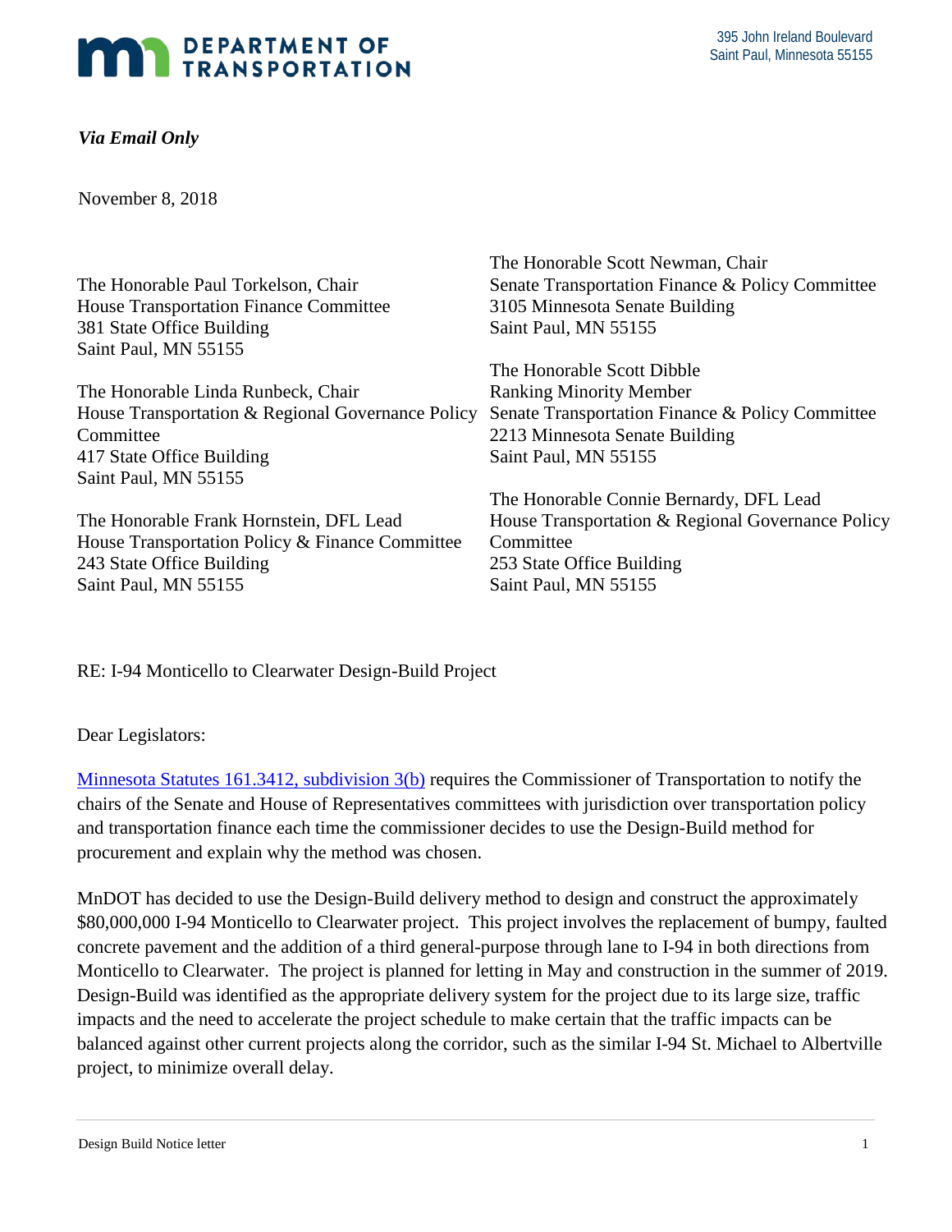**DEPARTMENT OF TRANSPORTATION**

395 John Ireland Boulevard
Saint Paul, Minnesota 55155

***Via Email Only***

November 8, 2018

The Honorable Paul Torkelson, Chair
House Transportation Finance Committee
381 State Office Building
Saint Paul, MN 55155

The Honorable Linda Runbeck, Chair
House Transportation & Regional Governance Policy Committee
417 State Office Building
Saint Paul, MN 55155

The Honorable Frank Hornstein, DFL Lead
House Transportation Policy & Finance Committee
243 State Office Building
Saint Paul, MN 55155

The Honorable Scott Newman, Chair
Senate Transportation Finance & Policy Committee
3105 Minnesota Senate Building
Saint Paul, MN 55155

The Honorable Scott Dibble
Ranking Minority Member
Senate Transportation Finance & Policy Committee
2213 Minnesota Senate Building
Saint Paul, MN 55155

The Honorable Connie Bernardy, DFL Lead
House Transportation & Regional Governance Policy Committee
253 State Office Building
Saint Paul, MN 55155

RE: I-94 Monticello to Clearwater Design-Build Project

Dear Legislators:

[Minnesota Statutes 161.3412, subdivision 3(b)](Minnesota Statutes 161.3412, subdivision 3(b)) requires the Commissioner of Transportation to notify the chairs of the Senate and House of Representatives committees with jurisdiction over transportation policy and transportation finance each time the commissioner decides to use the Design-Build method for procurement and explain why the method was chosen.

MnDOT has decided to use the Design-Build delivery method to design and construct the approximately $80,000,000 I-94 Monticello to Clearwater project. This project involves the replacement of bumpy, faulted concrete pavement and the addition of a third general-purpose through lane to I-94 in both directions from Monticello to Clearwater. The project is planned for letting in May and construction in the summer of 2019. Design-Build was identified as the appropriate delivery system for the project due to its large size, traffic impacts and the need to accelerate the project schedule to make certain that the traffic impacts can be balanced against other current projects along the corridor, such as the similar I-94 St. Michael to Albertville project, to minimize overall delay.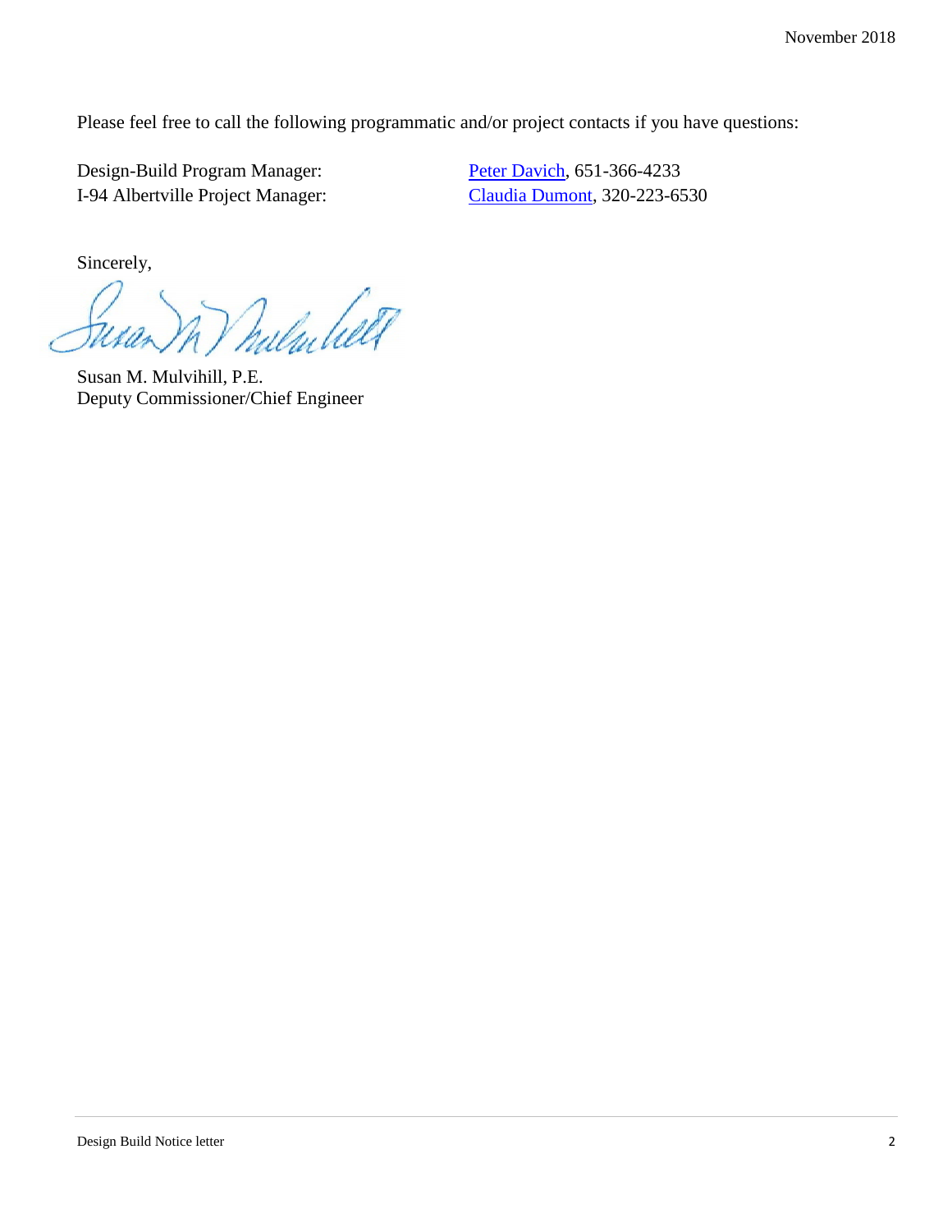Please feel free to call the following programmatic and/or project contacts if you have questions:

Design-Build Program Manager: Peter Davich, 651-366-4233
I-94 Albertville Project Manager: Claudia Dumont, 320-223-6530

Sincerely,

Susan M. Mulvihill, P.E.
Deputy Commissioner/Chief Engineer